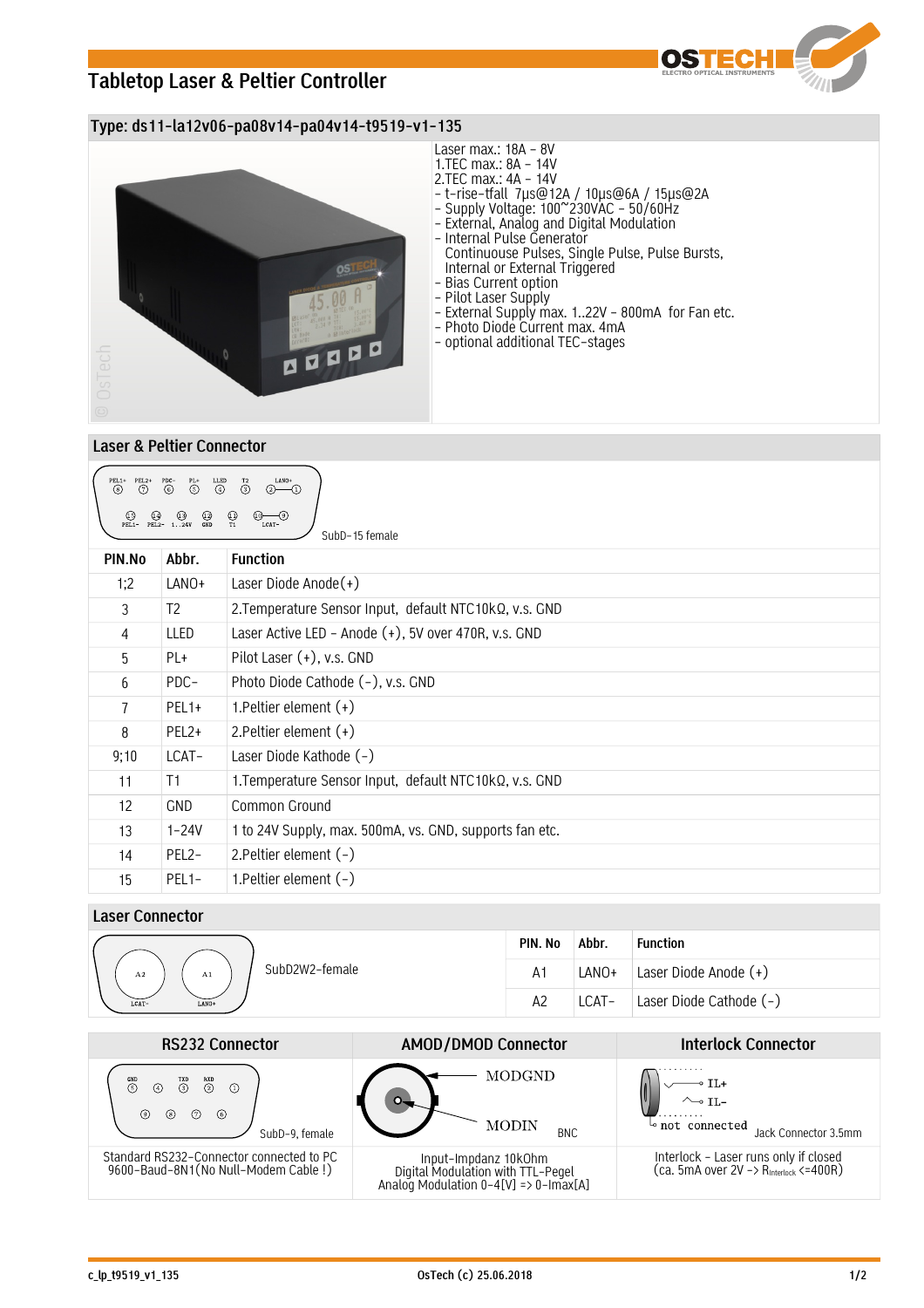# Tabletop Laser & Peltier Controller

## Type: ds11-la12v06-pa08v14-pa04v14-t9519-v1-135

Laser max.: 18A – 8V
1.TEC max.: 8A – 14V
2.TEC max.: 4A – 14V
- t-rise-tfall 7µs@12A / 10µs@6A / 15µs@2A
- Supply Voltage: 100~230VAC – 50/60Hz
- External, Analog and Digital Modulation
- Internal Pulse Generator
  Continuouse Pulses, Single Pulse, Pulse Bursts,
  Internal or External Triggered
- Bias Current option
- Pilot Laser Supply
- External Supply max. 1..22V – 800mA for Fan etc.
- Photo Diode Current max. 4mA
- optional additional TEC-stages

## Laser & Peltier Connector

SubD-15 female

| PIN.No | Abbr. | Function |
|---|---|---|
| 1;2 | LANO+ | Laser Diode Anode(+) |
| 3 | T2 | 2.Temperature Sensor Input, default NTC10kΩ, v.s. GND |
| 4 | LLED | Laser Active LED – Anode (+), 5V over 470R, v.s. GND |
| 5 | PL+ | Pilot Laser (+), v.s. GND |
| 6 | PDC- | Photo Diode Cathode (-), v.s. GND |
| 7 | PEL1+ | 1.Peltier element (+) |
| 8 | PEL2+ | 2.Peltier element (+) |
| 9;10 | LCAT- | Laser Diode Kathode (-) |
| 11 | T1 | 1.Temperature Sensor Input, default NTC10kΩ, v.s. GND |
| 12 | GND | Common Ground |
| 13 | 1-24V | 1 to 24V Supply, max. 500mA, vs. GND, supports fan etc. |
| 14 | PEL2- | 2.Peltier element (-) |
| 15 | PEL1- | 1.Peltier element (-) |

## Laser Connector

SubD2W2-female

| PIN. No | Abbr. | Function |
|---|---|---|
| A1 | LANO+ | Laser Diode Anode (+) |
| A2 | LCAT- | Laser Diode Cathode (-) |

## RS232 Connector

SubD-9, female

Standard RS232-Connector connected to PC
9600-Baud-8N1(No Null-Modem Cable !)

## AMOD/DMOD Connector

MODGND, MODIN — BNC

Input-Impdanz 10kOhm
Digital Modulation with TTL-Pegel
Analog Modulation 0-4[V] => 0-Imax[A]

## Interlock Connector

IL+, IL-, not connected — Jack Connector 3.5mm

Interlock – Laser runs only if closed
(ca. 5mA over 2V -> $R_{Interlock}$ <=400R)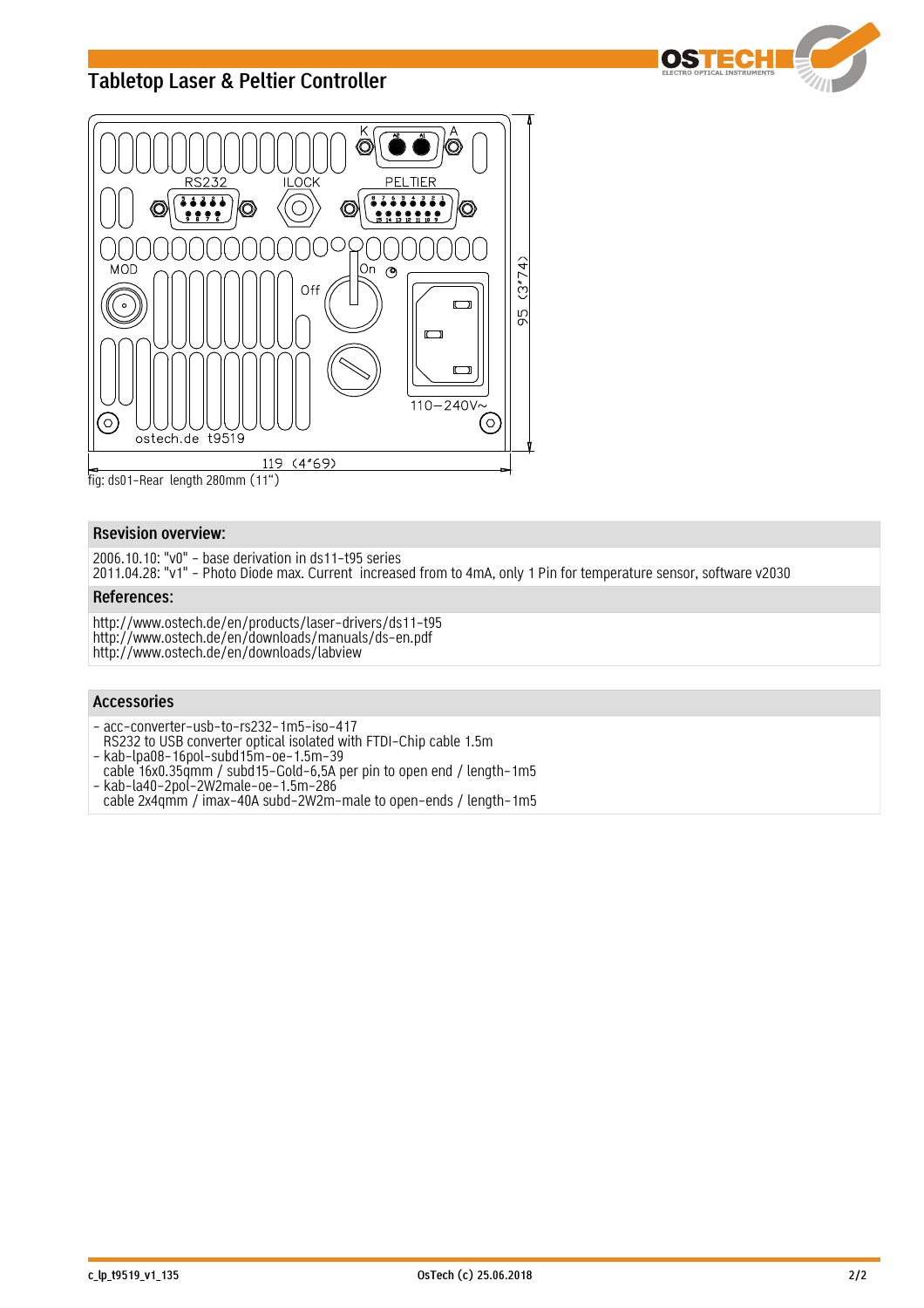# Tabletop Laser & Peltier Controller

fig: ds01-Rear length 280mm (11")

## Rsevision overview:

2006.10.10: "v0" - base derivation in ds11-t95 series
2011.04.28: "v1" - Photo Diode max. Current increased from to 4mA, only 1 Pin for temperature sensor, software v2030

## References:

http://www.ostech.de/en/products/laser-drivers/ds11-t95
http://www.ostech.de/en/downloads/manuals/ds-en.pdf
http://www.ostech.de/en/downloads/labview

## Accessories

- acc-converter-usb-to-rs232-1m5-iso-417
  RS232 to USB converter optical isolated with FTDI-Chip cable 1.5m
- kab-lpa08-16pol-subd15m-oe-1.5m-39
  cable 16x0.35qmm / subd15-Gold-6,5A per pin to open end / length-1m5
- kab-la40-2pol-2W2male-oe-1.5m-286
  cable 2x4qmm / imax-40A subd-2W2m-male to open-ends / length-1m5